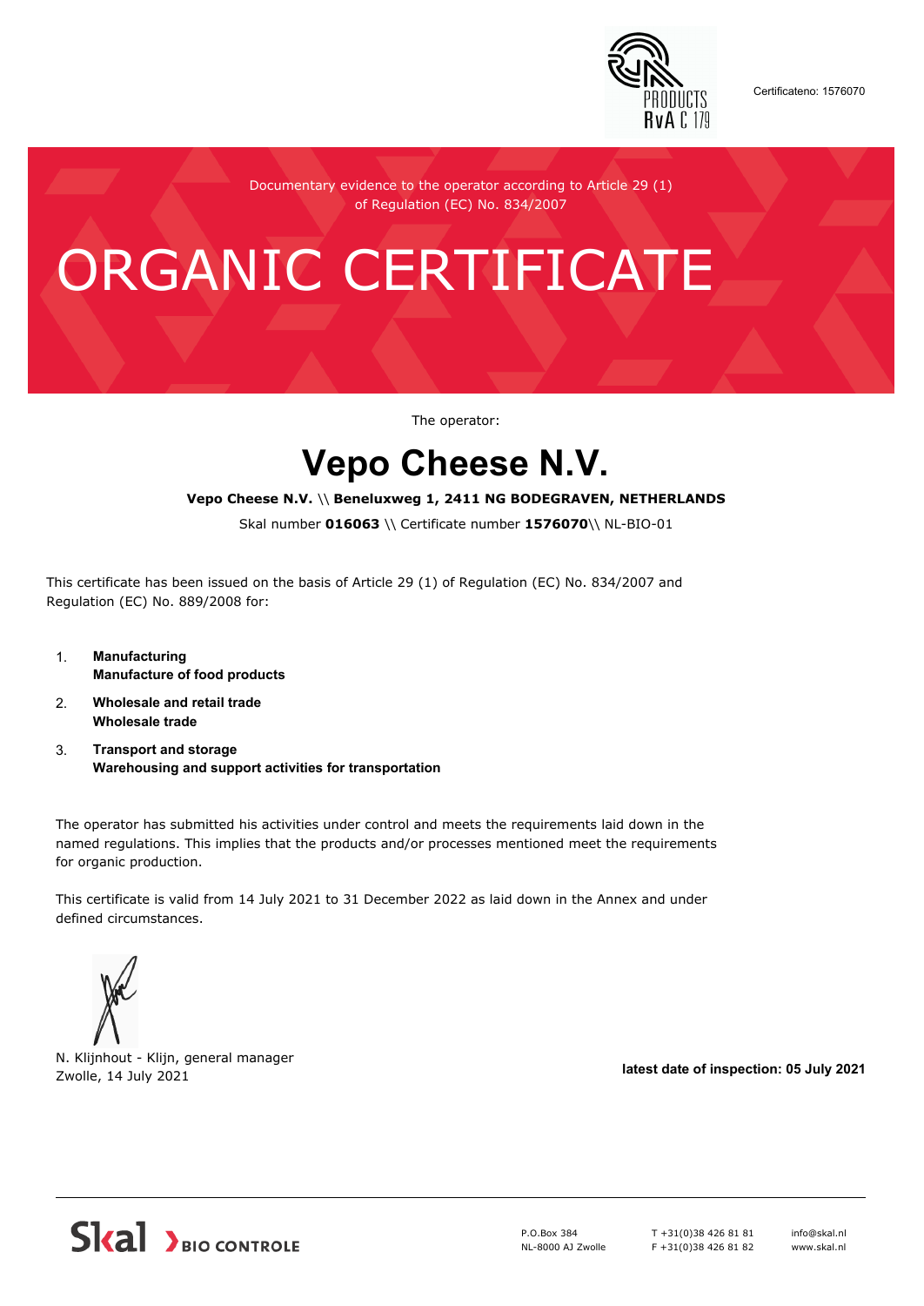Certificateno: 1576070

Documentary evidence to the operator according to Article 29 (1) of Regulation (EC) No. 834/2007

# ORGANIC CERTIFICATE

The operator:

## Vepo Cheese N.V.

**Vepo Cheese N.V.** \\ **Beneluxweg 1, 2411 NG BODEGRAVEN, NETHERLANDS**

Skal number **016063** \\ Certificate number **1576070**\\ NL-BIO-01

This certificate has been issued on the basis of Article 29 (1) of Regulation (EC) No. 834/2007 and Regulation (EC) No. 889/2008 for:

1. **Manufacturing**
   **Manufacture of food products**
2. **Wholesale and retail trade**
   **Wholesale trade**
3. **Transport and storage**
   **Warehousing and support activities for transportation**

The operator has submitted his activities under control and meets the requirements laid down in the named regulations. This implies that the products and/or processes mentioned meet the requirements for organic production.

This certificate is valid from 14 July 2021 to 31 December 2022 as laid down in the Annex and under defined circumstances.

N. Klijnhout - Klijn, general manager
Zwolle, 14 July 2021

**latest date of inspection: 05 July 2021**

Skal BIO CONTROLE

P.O.Box 384
NL-8000 AJ Zwolle

T +31(0)38 426 81 81
F +31(0)38 426 81 82

info@skal.nl
www.skal.nl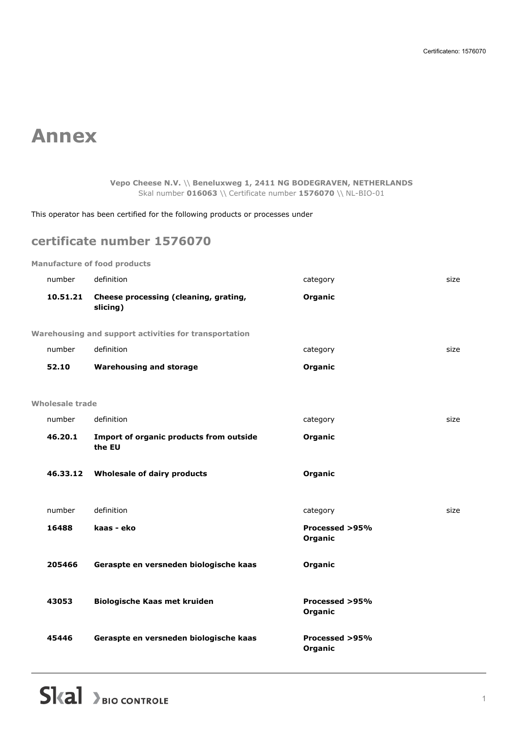Certificateno: 1576070

# Annex

**Vepo Cheese N.V.** \\ **Beneluxweg 1, 2411 NG BODEGRAVEN, NETHERLANDS**
Skal number **016063** \\ Certificate number **1576070** \\ NL-BIO-01

This operator has been certified for the following products or processes under

## certificate number 1576070

**Manufacture of food products**

| number | definition | category | size |
|---|---|---|---|
| **10.51.21** | **Cheese processing (cleaning, grating, slicing)** | **Organic** | |

**Warehousing and support activities for transportation**

| number | definition | category | size |
|---|---|---|---|
| **52.10** | **Warehousing and storage** | **Organic** | |

**Wholesale trade**

| number | definition | category | size |
|---|---|---|---|
| **46.20.1** | **Import of organic products from outside the EU** | **Organic** | |
| **46.33.12** | **Wholesale of dairy products** | **Organic** | |

| number | definition | category | size |
|---|---|---|---|
| **16488** | **kaas - eko** | **Processed >95% Organic** | |
| **205466** | **Geraspte en versneden biologische kaas** | **Organic** | |
| **43053** | **Biologische Kaas met kruiden** | **Processed >95% Organic** | |
| **45446** | **Geraspte en versneden biologische kaas** | **Processed >95% Organic** | |

Skal BIO CONTROLE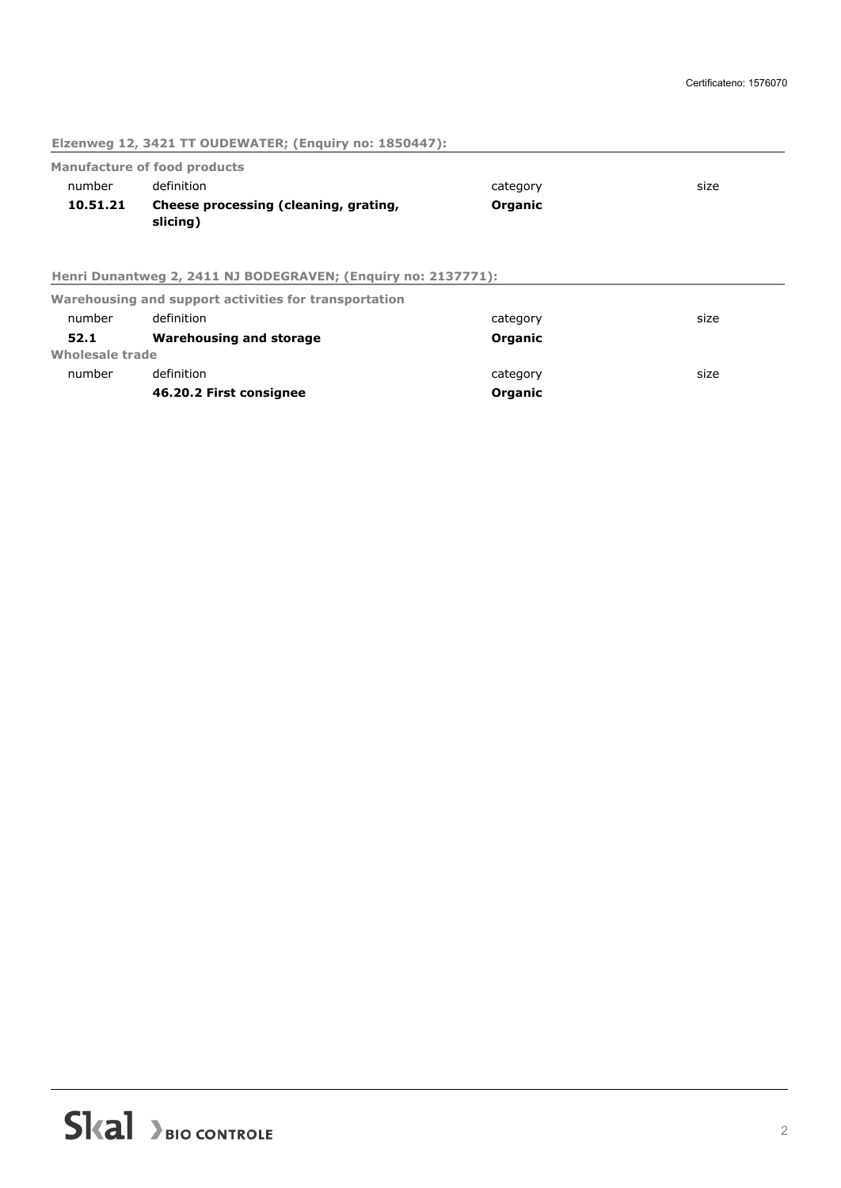Certificateno: 1576070

## Elzenweg 12, 3421 TT OUDEWATER; (Enquiry no: 1850447):

**Manufacture of food products**

| number | definition | category | size |
|---|---|---|---|
| **10.51.21** | **Cheese processing (cleaning, grating, slicing)** | **Organic** | |

## Henri Dunantweg 2, 2411 NJ BODEGRAVEN; (Enquiry no: 2137771):

**Warehousing and support activities for transportation**

| number | definition | category | size |
|---|---|---|---|
| **52.1** | **Warehousing and storage** | **Organic** | |

**Wholesale trade**

| number | definition | category | size |
|---|---|---|---|
| | **46.20.2 First consignee** | **Organic** | |

Skal BIO CONTROLE